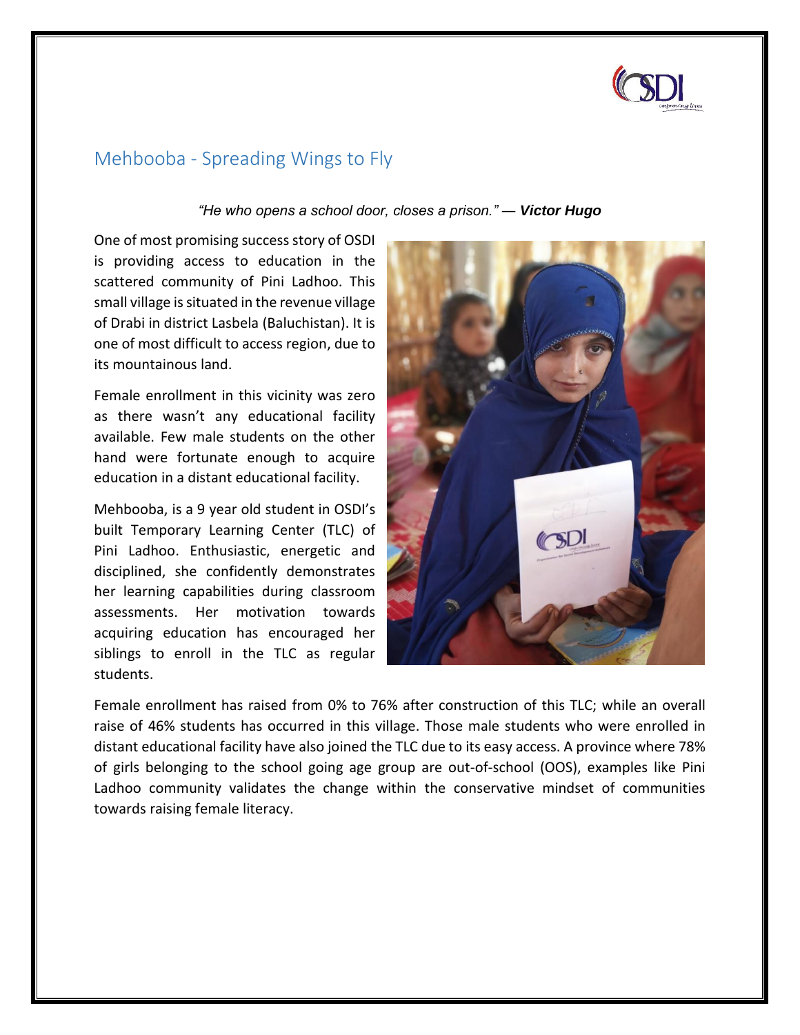## Mehbooba - Spreading Wings to Fly

*"He who opens a school door, closes a prison."* — ***Victor Hugo***

One of most promising success story of OSDI is providing access to education in the scattered community of Pini Ladhoo. This small village is situated in the revenue village of Drabi in district Lasbela (Baluchistan). It is one of most difficult to access region, due to its mountainous land.

Female enrollment in this vicinity was zero as there wasn't any educational facility available. Few male students on the other hand were fortunate enough to acquire education in a distant educational facility.

Mehbooba, is a 9 year old student in OSDI's built Temporary Learning Center (TLC) of Pini Ladhoo. Enthusiastic, energetic and disciplined, she confidently demonstrates her learning capabilities during classroom assessments. Her motivation towards acquiring education has encouraged her siblings to enroll in the TLC as regular students.

Female enrollment has raised from 0% to 76% after construction of this TLC; while an overall raise of 46% students has occurred in this village. Those male students who were enrolled in distant educational facility have also joined the TLC due to its easy access. A province where 78% of girls belonging to the school going age group are out-of-school (OOS), examples like Pini Ladhoo community validates the change within the conservative mindset of communities towards raising female literacy.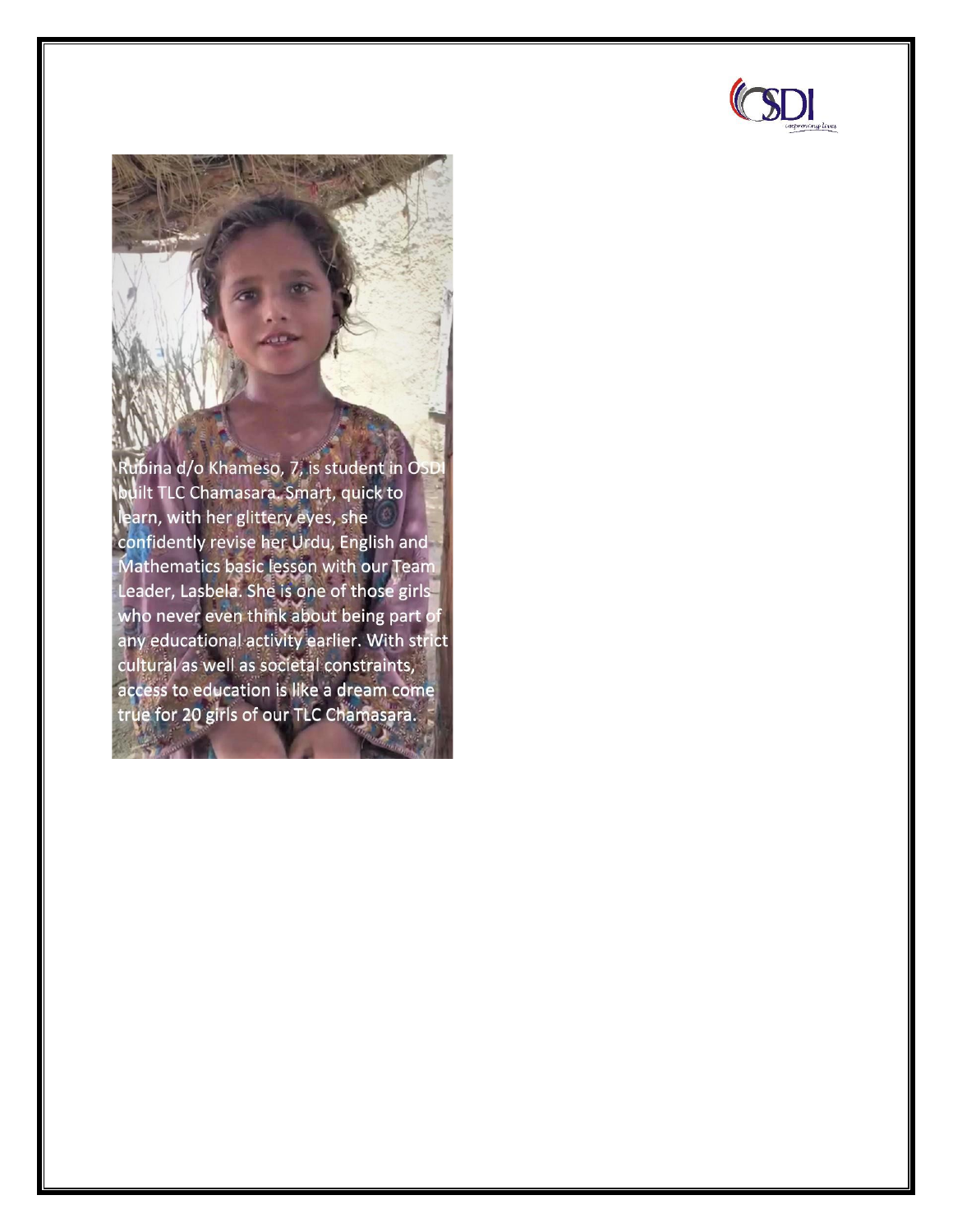Rubina d/o Khameso, 7, is student in OSDI built TLC Chamasara. Smart, quick to learn, with her glittery eyes, she confidently revise her Urdu, English and Mathematics basic lesson with our Team Leader, Lasbela. She is one of those girls who never even think about being part of any educational activity earlier. With strict cultural as well as societal constraints, access to education is like a dream come true for 20 girls of our TLC Chamasara.